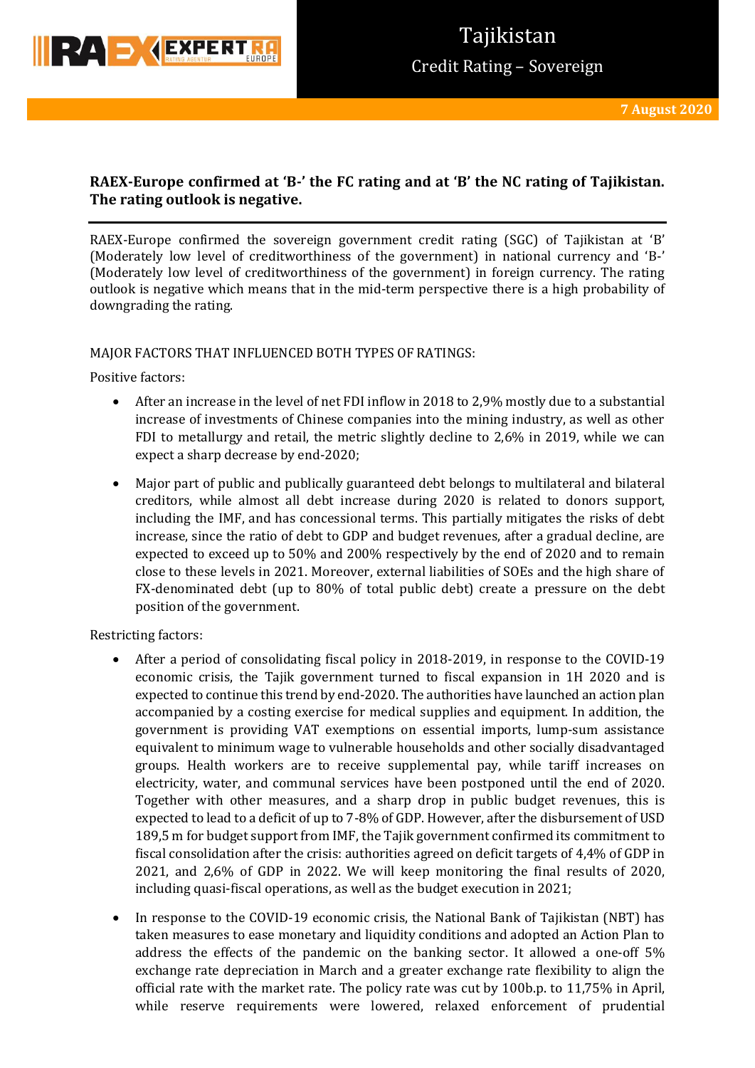# Tajikistan

## Credit Rating – Sovereign

**7 August 2020**

**RAEX-Europe confirmed at 'B-' the FC rating and at 'B' the NC rating of Tajikistan. The rating outlook is negative.**

RAEX-Europe confirmed the sovereign government credit rating (SGC) of Tajikistan at 'B' (Moderately low level of creditworthiness of the government) in national currency and 'B-' (Moderately low level of creditworthiness of the government) in foreign currency. The rating outlook is negative which means that in the mid-term perspective there is a high probability of downgrading the rating.

MAJOR FACTORS THAT INFLUENCED BOTH TYPES OF RATINGS:

Positive factors:

- After an increase in the level of net FDI inflow in 2018 to 2,9% mostly due to a substantial increase of investments of Chinese companies into the mining industry, as well as other FDI to metallurgy and retail, the metric slightly decline to 2,6% in 2019, while we can expect a sharp decrease by end-2020;
- Major part of public and publically guaranteed debt belongs to multilateral and bilateral creditors, while almost all debt increase during 2020 is related to donors support, including the IMF, and has concessional terms. This partially mitigates the risks of debt increase, since the ratio of debt to GDP and budget revenues, after a gradual decline, are expected to exceed up to 50% and 200% respectively by the end of 2020 and to remain close to these levels in 2021. Moreover, external liabilities of SOEs and the high share of FX-denominated debt (up to 80% of total public debt) create a pressure on the debt position of the government.

Restricting factors:

- After a period of consolidating fiscal policy in 2018-2019, in response to the COVID-19 economic crisis, the Tajik government turned to fiscal expansion in 1H 2020 and is expected to continue this trend by end-2020. The authorities have launched an action plan accompanied by a costing exercise for medical supplies and equipment. In addition, the government is providing VAT exemptions on essential imports, lump-sum assistance equivalent to minimum wage to vulnerable households and other socially disadvantaged groups. Health workers are to receive supplemental pay, while tariff increases on electricity, water, and communal services have been postponed until the end of 2020. Together with other measures, and a sharp drop in public budget revenues, this is expected to lead to a deficit of up to 7-8% of GDP. However, after the disbursement of USD 189,5 m for budget support from IMF, the Tajik government confirmed its commitment to fiscal consolidation after the crisis: authorities agreed on deficit targets of 4,4% of GDP in 2021, and 2,6% of GDP in 2022. We will keep monitoring the final results of 2020, including quasi-fiscal operations, as well as the budget execution in 2021;
- In response to the COVID-19 economic crisis, the National Bank of Tajikistan (NBT) has taken measures to ease monetary and liquidity conditions and adopted an Action Plan to address the effects of the pandemic on the banking sector. It allowed a one-off 5% exchange rate depreciation in March and a greater exchange rate flexibility to align the official rate with the market rate. The policy rate was cut by 100b.p. to 11,75% in April, while reserve requirements were lowered, relaxed enforcement of prudential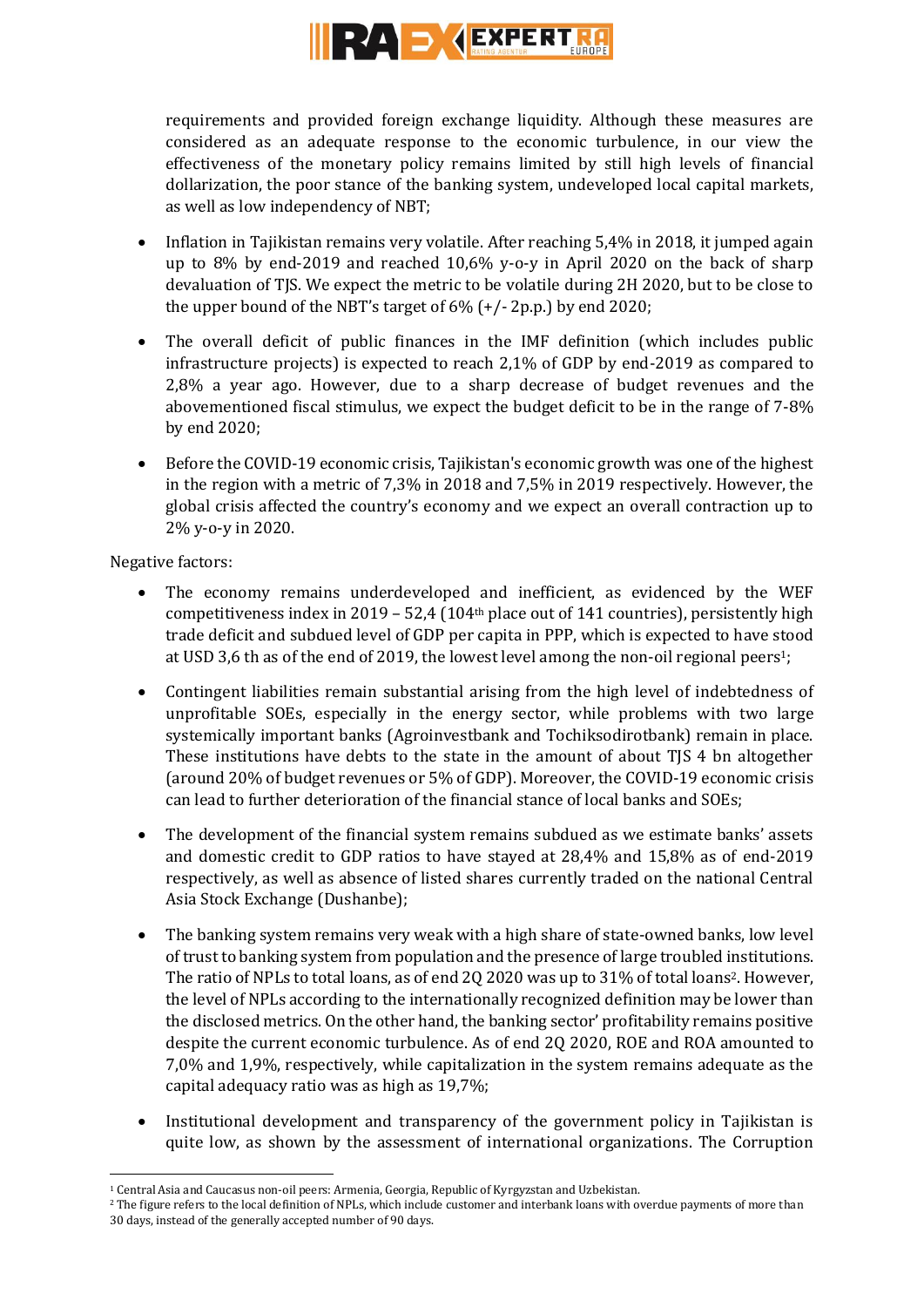requirements and provided foreign exchange liquidity. Although these measures are considered as an adequate response to the economic turbulence, in our view the effectiveness of the monetary policy remains limited by still high levels of financial dollarization, the poor stance of the banking system, undeveloped local capital markets, as well as low independency of NBT;

- Inflation in Tajikistan remains very volatile. After reaching 5,4% in 2018, it jumped again up to 8% by end-2019 and reached 10,6% y-o-y in April 2020 on the back of sharp devaluation of TJS. We expect the metric to be volatile during 2H 2020, but to be close to the upper bound of the NBT's target of 6% (+/- 2p.p.) by end 2020;
- The overall deficit of public finances in the IMF definition (which includes public infrastructure projects) is expected to reach 2,1% of GDP by end-2019 as compared to 2,8% a year ago. However, due to a sharp decrease of budget revenues and the abovementioned fiscal stimulus, we expect the budget deficit to be in the range of 7-8% by end 2020;
- Before the COVID-19 economic crisis, Tajikistan's economic growth was one of the highest in the region with a metric of 7,3% in 2018 and 7,5% in 2019 respectively. However, the global crisis affected the country's economy and we expect an overall contraction up to 2% y-o-y in 2020.

Negative factors:

- The economy remains underdeveloped and inefficient, as evidenced by the WEF competitiveness index in 2019 – 52,4 (104th place out of 141 countries), persistently high trade deficit and subdued level of GDP per capita in PPP, which is expected to have stood at USD 3,6 th as of the end of 2019, the lowest level among the non-oil regional peers[1];
- Contingent liabilities remain substantial arising from the high level of indebtedness of unprofitable SOEs, especially in the energy sector, while problems with two large systemically important banks (Agroinvestbank and Tochiksodirotbank) remain in place. These institutions have debts to the state in the amount of about TJS 4 bn altogether (around 20% of budget revenues or 5% of GDP). Moreover, the COVID-19 economic crisis can lead to further deterioration of the financial stance of local banks and SOEs;
- The development of the financial system remains subdued as we estimate banks' assets and domestic credit to GDP ratios to have stayed at 28,4% and 15,8% as of end-2019 respectively, as well as absence of listed shares currently traded on the national Central Asia Stock Exchange (Dushanbe);
- The banking system remains very weak with a high share of state-owned banks, low level of trust to banking system from population and the presence of large troubled institutions. The ratio of NPLs to total loans, as of end 2Q 2020 was up to 31% of total loans[2]. However, the level of NPLs according to the internationally recognized definition may be lower than the disclosed metrics. On the other hand, the banking sector' profitability remains positive despite the current economic turbulence. As of end 2Q 2020, ROE and ROA amounted to 7,0% and 1,9%, respectively, while capitalization in the system remains adequate as the capital adequacy ratio was as high as 19,7%;
- Institutional development and transparency of the government policy in Tajikistan is quite low, as shown by the assessment of international organizations. The Corruption

---

[1] Central Asia and Caucasus non-oil peers: Armenia, Georgia, Republic of Kyrgyzstan and Uzbekistan.

[2] The figure refers to the local definition of NPLs, which include customer and interbank loans with overdue payments of more than 30 days, instead of the generally accepted number of 90 days.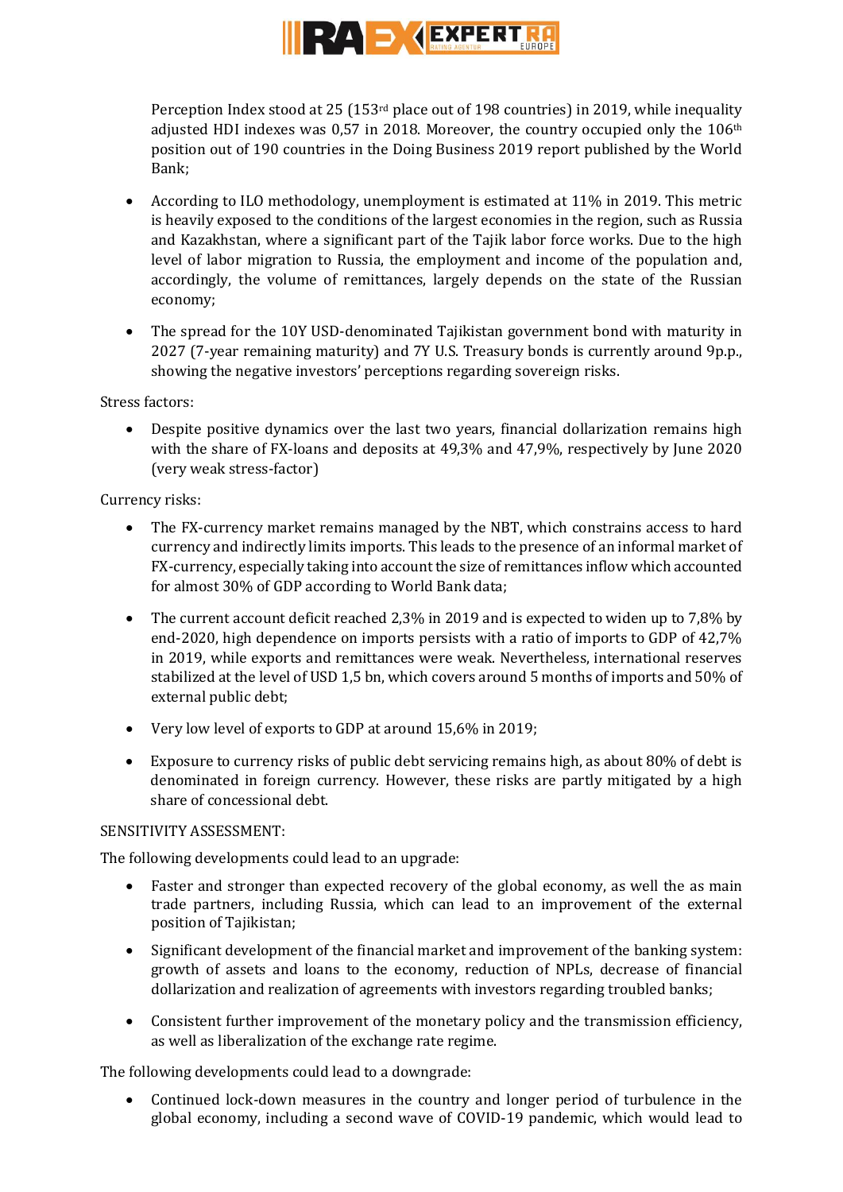Perception Index stood at 25 (153rd place out of 198 countries) in 2019, while inequality adjusted HDI indexes was 0,57 in 2018. Moreover, the country occupied only the 106th position out of 190 countries in the Doing Business 2019 report published by the World Bank;

- According to ILO methodology, unemployment is estimated at 11% in 2019. This metric is heavily exposed to the conditions of the largest economies in the region, such as Russia and Kazakhstan, where a significant part of the Tajik labor force works. Due to the high level of labor migration to Russia, the employment and income of the population and, accordingly, the volume of remittances, largely depends on the state of the Russian economy;
- The spread for the 10Y USD-denominated Tajikistan government bond with maturity in 2027 (7-year remaining maturity) and 7Y U.S. Treasury bonds is currently around 9p.p., showing the negative investors' perceptions regarding sovereign risks.

Stress factors:

- Despite positive dynamics over the last two years, financial dollarization remains high with the share of FX-loans and deposits at 49,3% and 47,9%, respectively by June 2020 (very weak stress-factor)

Currency risks:

- The FX-currency market remains managed by the NBT, which constrains access to hard currency and indirectly limits imports. This leads to the presence of an informal market of FX-currency, especially taking into account the size of remittances inflow which accounted for almost 30% of GDP according to World Bank data;
- The current account deficit reached 2,3% in 2019 and is expected to widen up to 7,8% by end-2020, high dependence on imports persists with a ratio of imports to GDP of 42,7% in 2019, while exports and remittances were weak. Nevertheless, international reserves stabilized at the level of USD 1,5 bn, which covers around 5 months of imports and 50% of external public debt;
- Very low level of exports to GDP at around 15,6% in 2019;
- Exposure to currency risks of public debt servicing remains high, as about 80% of debt is denominated in foreign currency. However, these risks are partly mitigated by a high share of concessional debt.

SENSITIVITY ASSESSMENT:

The following developments could lead to an upgrade:

- Faster and stronger than expected recovery of the global economy, as well the as main trade partners, including Russia, which can lead to an improvement of the external position of Tajikistan;
- Significant development of the financial market and improvement of the banking system: growth of assets and loans to the economy, reduction of NPLs, decrease of financial dollarization and realization of agreements with investors regarding troubled banks;
- Consistent further improvement of the monetary policy and the transmission efficiency, as well as liberalization of the exchange rate regime.

The following developments could lead to a downgrade:

- Continued lock-down measures in the country and longer period of turbulence in the global economy, including a second wave of COVID-19 pandemic, which would lead to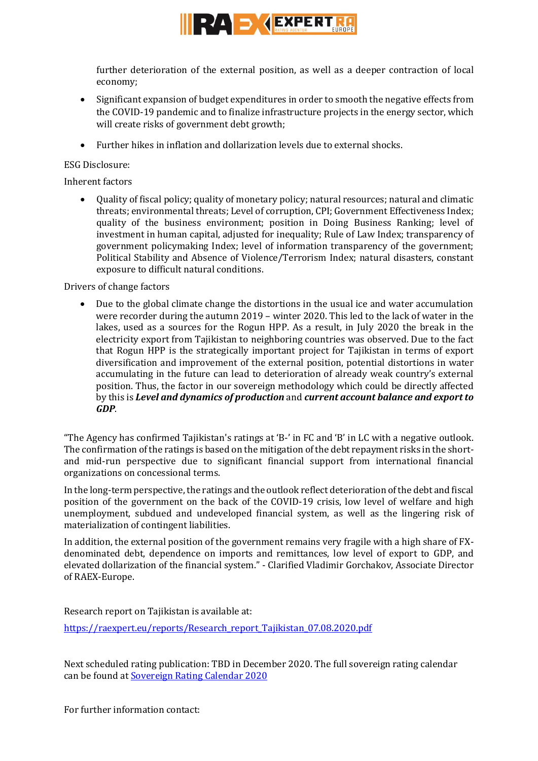further deterioration of the external position, as well as a deeper contraction of local economy;

- Significant expansion of budget expenditures in order to smooth the negative effects from the COVID-19 pandemic and to finalize infrastructure projects in the energy sector, which will create risks of government debt growth;
- Further hikes in inflation and dollarization levels due to external shocks.

ESG Disclosure:

Inherent factors

- Quality of fiscal policy; quality of monetary policy; natural resources; natural and climatic threats; environmental threats; Level of corruption, CPI; Government Effectiveness Index; quality of the business environment; position in Doing Business Ranking; level of investment in human capital, adjusted for inequality; Rule of Law Index; transparency of government policymaking Index; level of information transparency of the government; Political Stability and Absence of Violence/Terrorism Index; natural disasters, constant exposure to difficult natural conditions.

Drivers of change factors

- Due to the global climate change the distortions in the usual ice and water accumulation were recorder during the autumn 2019 – winter 2020. This led to the lack of water in the lakes, used as a sources for the Rogun HPP. As a result, in July 2020 the break in the electricity export from Tajikistan to neighboring countries was observed. Due to the fact that Rogun HPP is the strategically important project for Tajikistan in terms of export diversification and improvement of the external position, potential distortions in water accumulating in the future can lead to deterioration of already weak country's external position. Thus, the factor in our sovereign methodology which could be directly affected by this is ***Level and dynamics of production*** and ***current account balance and export to GDP***.

"The Agency has confirmed Tajikistan's ratings at 'B-' in FC and 'B' in LC with a negative outlook. The confirmation of the ratings is based on the mitigation of the debt repayment risks in the short- and mid-run perspective due to significant financial support from international financial organizations on concessional terms.

In the long-term perspective, the ratings and the outlook reflect deterioration of the debt and fiscal position of the government on the back of the COVID-19 crisis, low level of welfare and high unemployment, subdued and undeveloped financial system, as well as the lingering risk of materialization of contingent liabilities.

In addition, the external position of the government remains very fragile with a high share of FX-denominated debt, dependence on imports and remittances, low level of export to GDP, and elevated dollarization of the financial system." - Clarified Vladimir Gorchakov, Associate Director of RAEX-Europe.

Research report on Tajikistan is available at:

[https://raexpert.eu/reports/Research_report_Tajikistan_07.08.2020.pdf](https://raexpert.eu/reports/Research_report_Tajikistan_07.08.2020.pdf)

Next scheduled rating publication: TBD in December 2020. The full sovereign rating calendar can be found at [Sovereign Rating Calendar 2020]()

For further information contact: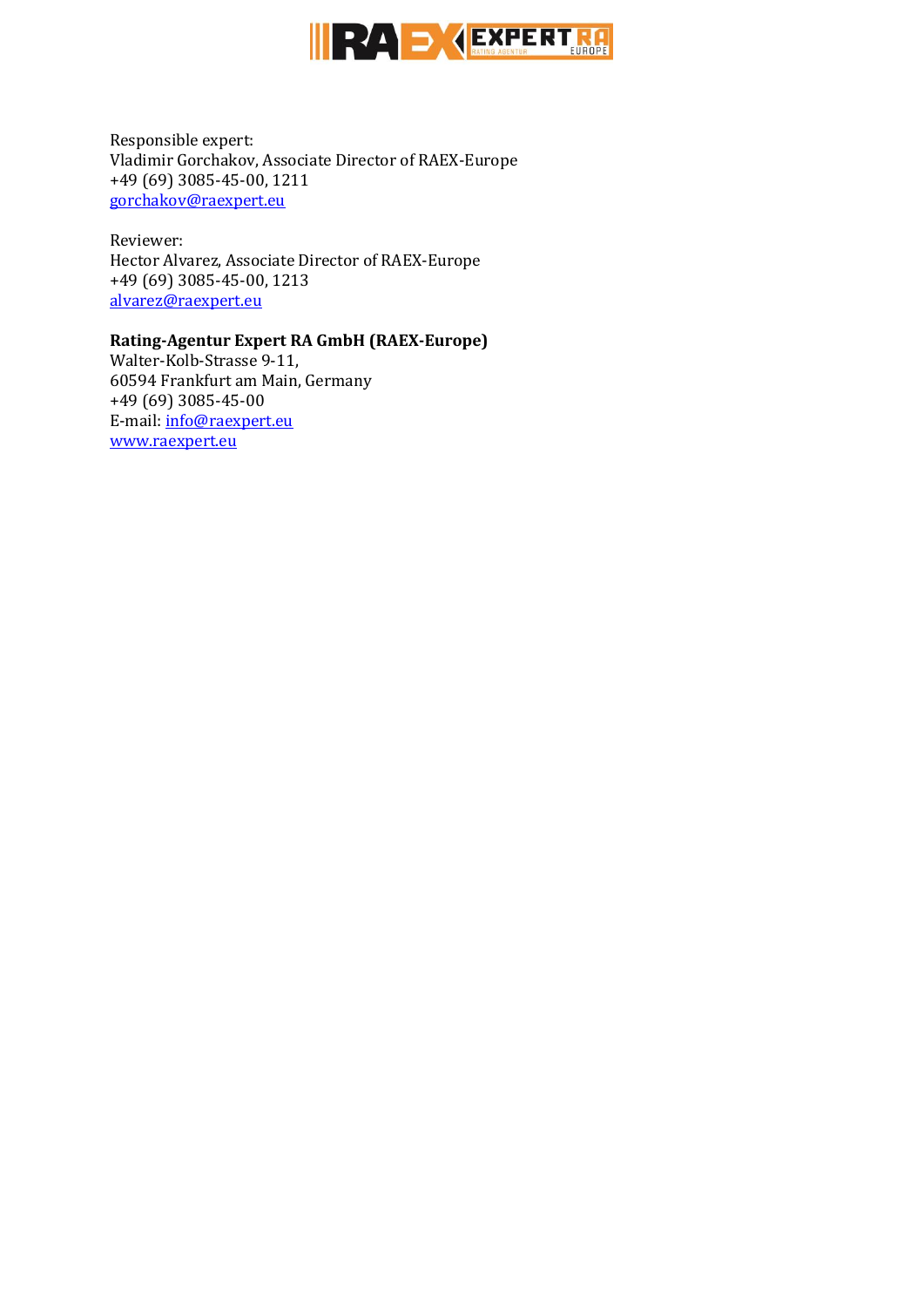Responsible expert:
Vladimir Gorchakov, Associate Director of RAEX-Europe
+49 (69) 3085-45-00, 1211
gorchakov@raexpert.eu

Reviewer:
Hector Alvarez, Associate Director of RAEX-Europe
+49 (69) 3085-45-00, 1213
alvarez@raexpert.eu

**Rating-Agentur Expert RA GmbH (RAEX-Europe)**
Walter-Kolb-Strasse 9-11,
60594 Frankfurt am Main, Germany
+49 (69) 3085-45-00
E-mail: info@raexpert.eu
www.raexpert.eu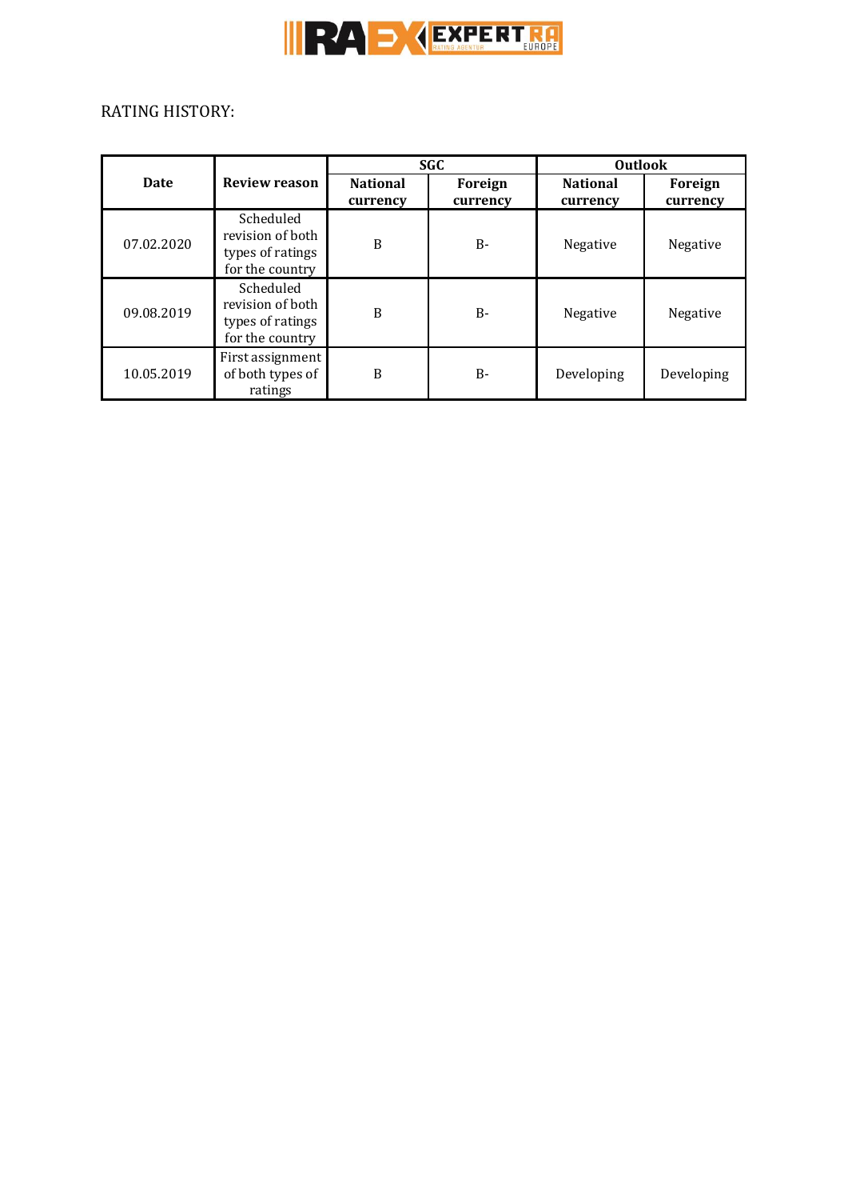RATING HISTORY:

| Date | Review reason | SGC | | Outlook | |
|---|---|---|---|---|---|
| | | National currency | Foreign currency | National currency | Foreign currency |
| 07.02.2020 | Scheduled revision of both types of ratings for the country | B | B- | Negative | Negative |
| 09.08.2019 | Scheduled revision of both types of ratings for the country | B | B- | Negative | Negative |
| 10.05.2019 | First assignment of both types of ratings | B | B- | Developing | Developing |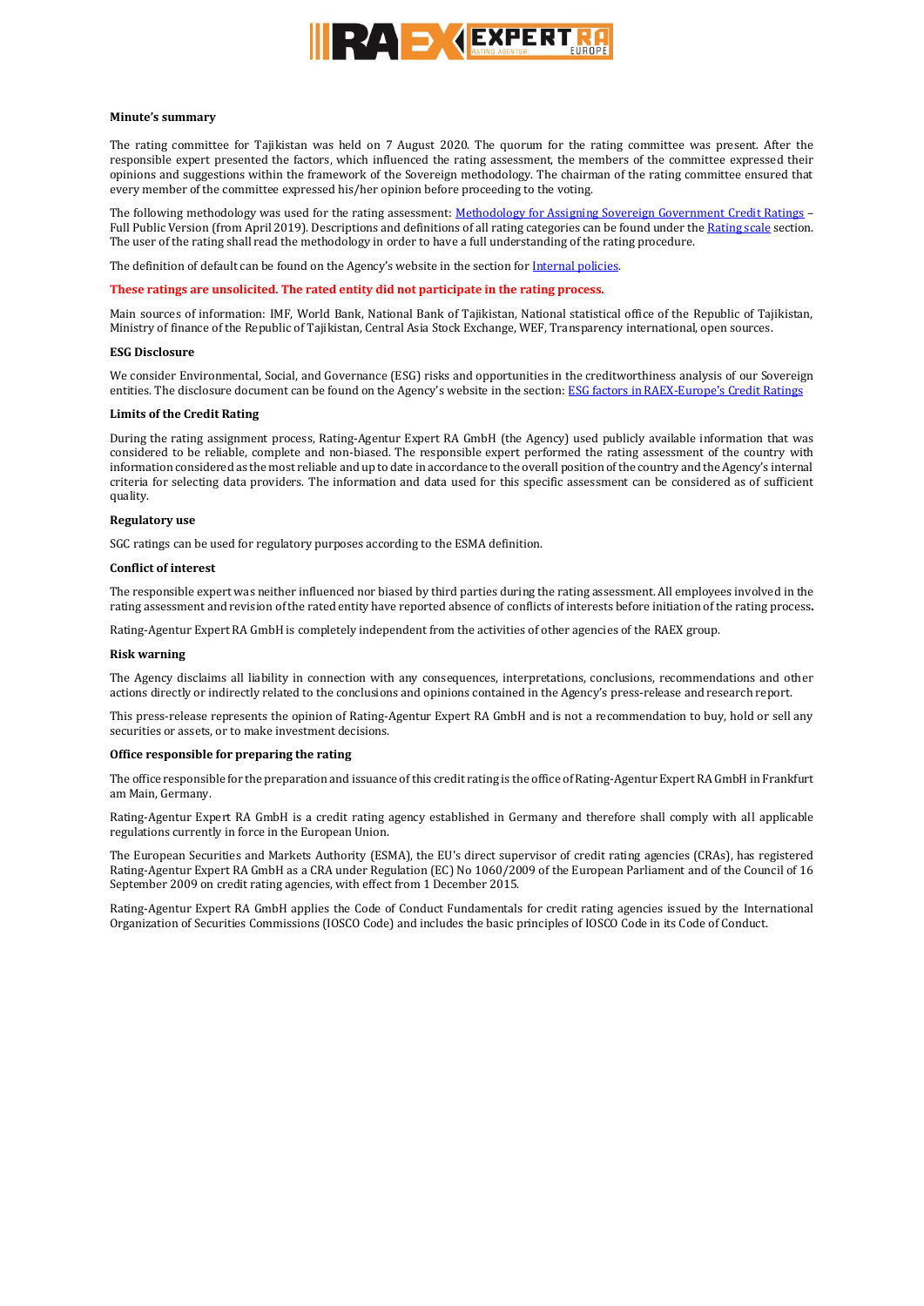**Minute's summary**

The rating committee for Tajikistan was held on 7 August 2020. The quorum for the rating committee was present. After the responsible expert presented the factors, which influenced the rating assessment, the members of the committee expressed their opinions and suggestions within the framework of the Sovereign methodology. The chairman of the rating committee ensured that every member of the committee expressed his/her opinion before proceeding to the voting.

The following methodology was used for the rating assessment: Methodology for Assigning Sovereign Government Credit Ratings – Full Public Version (from April 2019). Descriptions and definitions of all rating categories can be found under the Rating scale section. The user of the rating shall read the methodology in order to have a full understanding of the rating procedure.

The definition of default can be found on the Agency's website in the section for Internal policies.

**These ratings are unsolicited. The rated entity did not participate in the rating process.**

Main sources of information: IMF, World Bank, National Bank of Tajikistan, National statistical office of the Republic of Tajikistan, Ministry of finance of the Republic of Tajikistan, Central Asia Stock Exchange, WEF, Transparency international, open sources.

**ESG Disclosure**

We consider Environmental, Social, and Governance (ESG) risks and opportunities in the creditworthiness analysis of our Sovereign entities. The disclosure document can be found on the Agency's website in the section: ESG factors in RAEX-Europe's Credit Ratings

**Limits of the Credit Rating**

During the rating assignment process, Rating-Agentur Expert RA GmbH (the Agency) used publicly available information that was considered to be reliable, complete and non-biased. The responsible expert performed the rating assessment of the country with information considered as the most reliable and up to date in accordance to the overall position of the country and the Agency's internal criteria for selecting data providers. The information and data used for this specific assessment can be considered as of sufficient quality.

**Regulatory use**

SGC ratings can be used for regulatory purposes according to the ESMA definition.

**Conflict of interest**

The responsible expert was neither influenced nor biased by third parties during the rating assessment. All employees involved in the rating assessment and revision of the rated entity have reported absence of conflicts of interests before initiation of the rating process.

Rating-Agentur Expert RA GmbH is completely independent from the activities of other agencies of the RAEX group.

**Risk warning**

The Agency disclaims all liability in connection with any consequences, interpretations, conclusions, recommendations and other actions directly or indirectly related to the conclusions and opinions contained in the Agency's press-release and research report.

This press-release represents the opinion of Rating-Agentur Expert RA GmbH and is not a recommendation to buy, hold or sell any securities or assets, or to make investment decisions.

**Office responsible for preparing the rating**

The office responsible for the preparation and issuance of this credit rating is the office of Rating-Agentur Expert RA GmbH in Frankfurt am Main, Germany.

Rating-Agentur Expert RA GmbH is a credit rating agency established in Germany and therefore shall comply with all applicable regulations currently in force in the European Union.

The European Securities and Markets Authority (ESMA), the EU's direct supervisor of credit rating agencies (CRAs), has registered Rating-Agentur Expert RA GmbH as a CRA under Regulation (EC) No 1060/2009 of the European Parliament and of the Council of 16 September 2009 on credit rating agencies, with effect from 1 December 2015.

Rating-Agentur Expert RA GmbH applies the Code of Conduct Fundamentals for credit rating agencies issued by the International Organization of Securities Commissions (IOSCO Code) and includes the basic principles of IOSCO Code in its Code of Conduct.